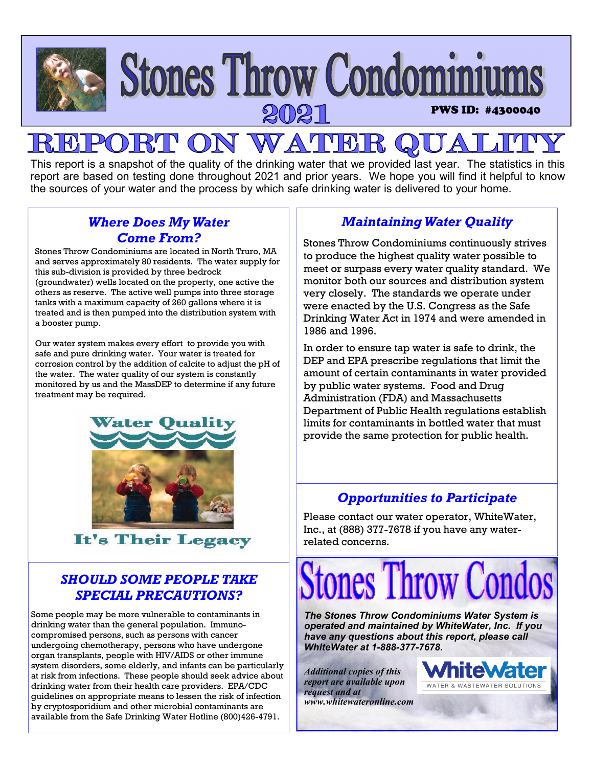# Stones Throw Condominiums

## 2021

**PWS ID: #4300040**

# REPORT ON WATER QUALITY

This report is a snapshot of the quality of the drinking water that we provided last year. The statistics in this report are based on testing done throughout 2021 and prior years. We hope you will find it helpful to know the sources of your water and the process by which safe drinking water is delivered to your home.

### *Where Does My Water Come From?*

Stones Throw Condominiums are located in North Truro, MA and serves approximately 80 residents. The water supply for this sub-division is provided by three bedrock (groundwater) wells located on the property, one active the others as reserve. The active well pumps into three storage tanks with a maximum capacity of 260 gallons where it is treated and is then pumped into the distribution system with a booster pump.

Our water system makes every effort to provide you with safe and pure drinking water. Your water is treated for corrosion control by the addition of calcite to adjust the pH of the water. The water quality of our system is constantly monitored by us and the MassDEP to determine if any future treatment may be required.

Water Quality

It's Their Legacy

### *SHOULD SOME PEOPLE TAKE SPECIAL PRECAUTIONS?*

Some people may be more vulnerable to contaminants in drinking water than the general population. Immuno-compromised persons, such as persons with cancer undergoing chemotherapy, persons who have undergone organ transplants, people with HIV/AIDS or other immune system disorders, some elderly, and infants can be particularly at risk from infections. These people should seek advice about drinking water from their health care providers. EPA/CDC guidelines on appropriate means to lessen the risk of infection by cryptosporidium and other microbial contaminants are available from the Safe Drinking Water Hotline (800)426-4791.

### *Maintaining Water Quality*

Stones Throw Condominiums continuously strives to produce the highest quality water possible to meet or surpass every water quality standard. We monitor both our sources and distribution system very closely. The standards we operate under were enacted by the U.S. Congress as the Safe Drinking Water Act in 1974 and were amended in 1986 and 1996.

In order to ensure tap water is safe to drink, the DEP and EPA prescribe regulations that limit the amount of certain contaminants in water provided by public water systems. Food and Drug Administration (FDA) and Massachusetts Department of Public Health regulations establish limits for contaminants in bottled water that must provide the same protection for public health.

### *Opportunities to Participate*

Please contact our water operator, WhiteWater, Inc., at (888) 377-7678 if you have any water-related concerns.

## Stones Throw Condos

***The Stones Throw Condominiums Water System is operated and maintained by WhiteWater, Inc. If you have any questions about this report, please call WhiteWater at 1-888-377-7678.***

*Additional copies of this report are available upon request and at www.whitewateronline.com*

WhiteWater
WATER & WASTEWATER SOLUTIONS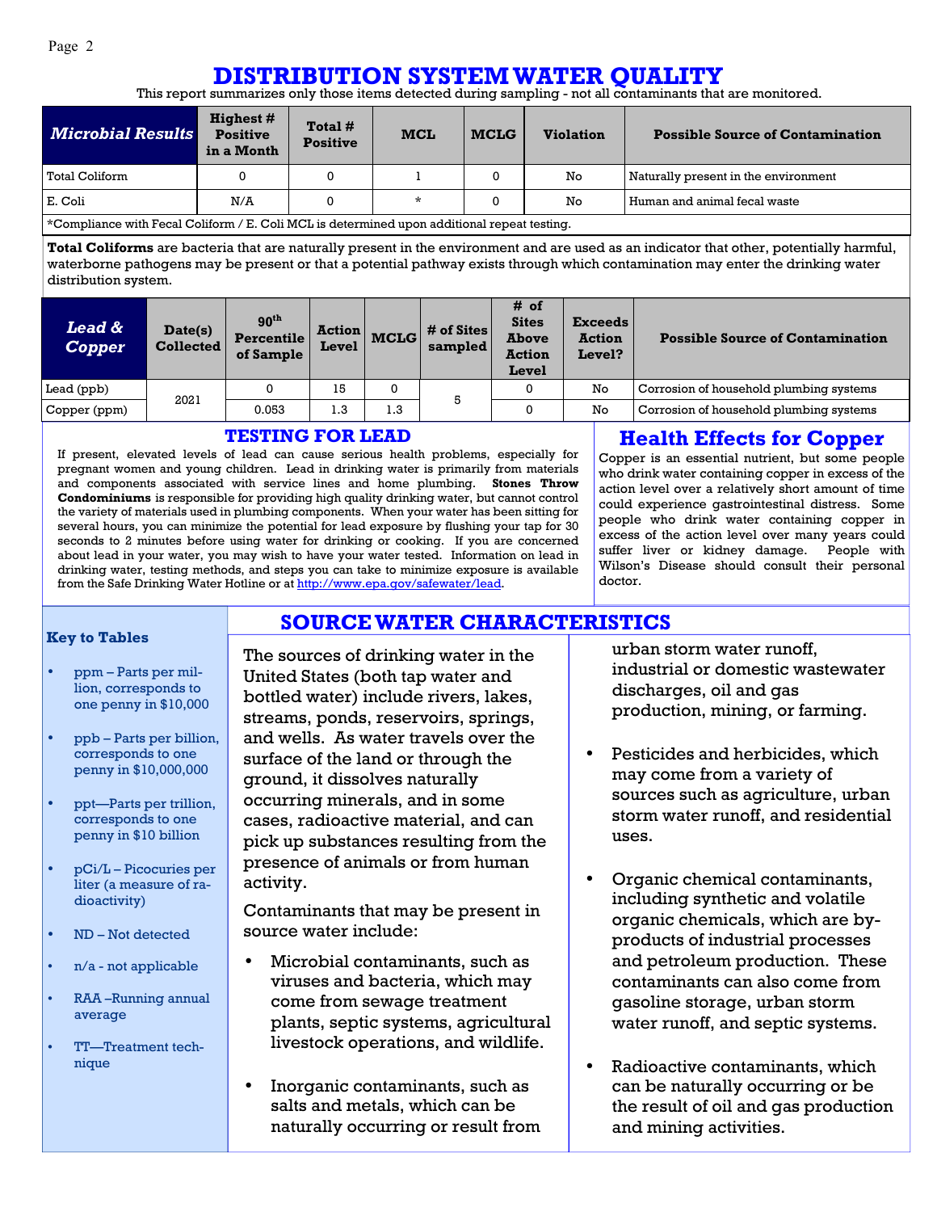# DISTRIBUTION SYSTEM WATER QUALITY

This report summarizes only those items detected during sampling - not all contaminants that are monitored.

| *Microbial Results* | Highest # Positive in a Month | Total # Positive | MCL | MCLG | Violation | Possible Source of Contamination |
|---|---|---|---|---|---|---|
| Total Coliform | 0 | 0 | 1 | 0 | No | Naturally present in the environment |
| E. Coli | N/A | 0 | * | 0 | No | Human and animal fecal waste |

*Compliance with Fecal Coliform / E. Coli MCL is determined upon additional repeat testing.

**Total Coliforms** are bacteria that are naturally present in the environment and are used as an indicator that other, potentially harmful, waterborne pathogens may be present or that a potential pathway exists through which contamination may enter the drinking water distribution system.

| *Lead & Copper* | Date(s) Collected | 90th Percentile of Sample | Action Level | MCLG | # of Sites sampled | # of Sites Above Action Level | Exceeds Action Level? | Possible Source of Contamination |
|---|---|---|---|---|---|---|---|---|
| Lead (ppb) | 2021 | 0 | 15 | 0 | 5 | 0 | No | Corrosion of household plumbing systems |
| Copper (ppm) | | 0.053 | 1.3 | 1.3 | | 0 | No | Corrosion of household plumbing systems |

## TESTING FOR LEAD

If present, elevated levels of lead can cause serious health problems, especially for pregnant women and young children. Lead in drinking water is primarily from materials and components associated with service lines and home plumbing. **Stones Throw Condominiums** is responsible for providing high quality drinking water, but cannot control the variety of materials used in plumbing components. When your water has been sitting for several hours, you can minimize the potential for lead exposure by flushing your tap for 30 seconds to 2 minutes before using water for drinking or cooking. If you are concerned about lead in your water, you may wish to have your water tested. Information on lead in drinking water, testing methods, and steps you can take to minimize exposure is available from the Safe Drinking Water Hotline or at http://www.epa.gov/safewater/lead.

## Health Effects for Copper

Copper is an essential nutrient, but some people who drink water containing copper in excess of the action level over a relatively short amount of time could experience gastrointestinal distress. Some people who drink water containing copper in excess of the action level over many years could suffer liver or kidney damage. People with Wilson's Disease should consult their personal doctor.

### Key to Tables

- ppm – Parts per million, corresponds to one penny in $10,000
- ppb – Parts per billion, corresponds to one penny in $10,000,000
- ppt—Parts per trillion, corresponds to one penny in $10 billion
- pCi/L – Picocuries per liter (a measure of radioactivity)
- ND – Not detected
- n/a - not applicable
- RAA –Running annual average
- TT—Treatment technique

## SOURCE WATER CHARACTERISTICS

The sources of drinking water in the United States (both tap water and bottled water) include rivers, lakes, streams, ponds, reservoirs, springs, and wells. As water travels over the surface of the land or through the ground, it dissolves naturally occurring minerals, and in some cases, radioactive material, and can pick up substances resulting from the presence of animals or from human activity.

Contaminants that may be present in source water include:

- Microbial contaminants, such as viruses and bacteria, which may come from sewage treatment plants, septic systems, agricultural livestock operations, and wildlife.
- Inorganic contaminants, such as salts and metals, which can be naturally occurring or result from urban storm water runoff, industrial or domestic wastewater discharges, oil and gas production, mining, or farming.
- Pesticides and herbicides, which may come from a variety of sources such as agriculture, urban storm water runoff, and residential uses.
- Organic chemical contaminants, including synthetic and volatile organic chemicals, which are by-products of industrial processes and petroleum production. These contaminants can also come from gasoline storage, urban storm water runoff, and septic systems.
- Radioactive contaminants, which can be naturally occurring or be the result of oil and gas production and mining activities.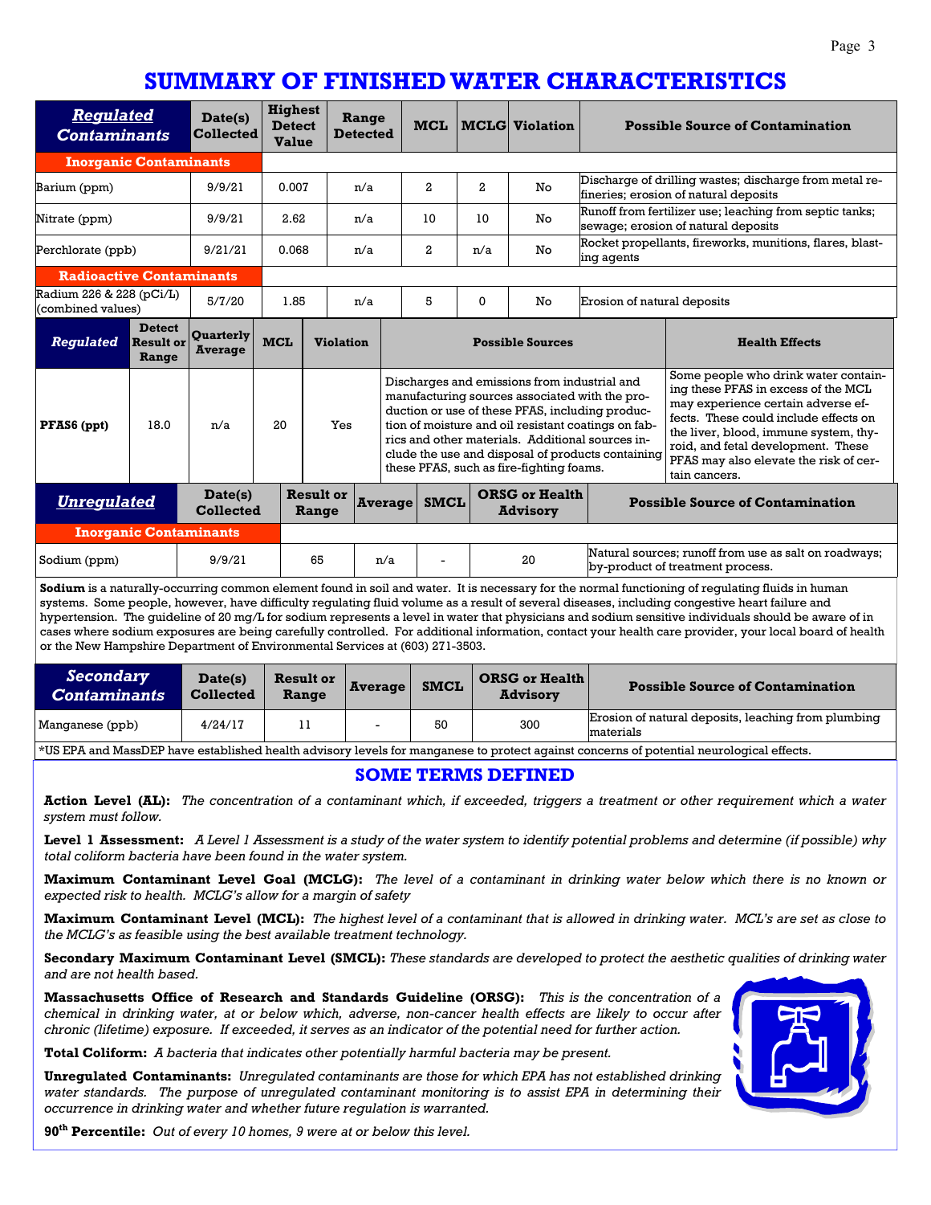# SUMMARY OF FINISHED WATER CHARACTERISTICS

| Regulated Contaminants | Date(s) Collected | Highest Detect Value | Range Detected | MCL | MCLG | Violation | Possible Source of Contamination |
|---|---|---|---|---|---|---|---|
| **Inorganic Contaminants** | | | | | | | |
| Barium (ppm) | 9/9/21 | 0.007 | n/a | 2 | 2 | No | Discharge of drilling wastes; discharge from metal refineries; erosion of natural deposits |
| Nitrate (ppm) | 9/9/21 | 2.62 | n/a | 10 | 10 | No | Runoff from fertilizer use; leaching from septic tanks; sewage; erosion of natural deposits |
| Perchlorate (ppb) | 9/21/21 | 0.068 | n/a | 2 | n/a | No | Rocket propellants, fireworks, munitions, flares, blasting agents |
| **Radioactive Contaminants** | | | | | | | |
| Radium 226 & 228 (pCi/L) (combined values) | 5/7/20 | 1.85 | n/a | 5 | 0 | No | Erosion of natural deposits |

| Regulated | Detect Result or Range | Quarterly Average | MCL | Violation | Possible Sources | Health Effects |
|---|---|---|---|---|---|---|
| **PFAS6 (ppt)** | 18.0 | n/a | 20 | Yes | Discharges and emissions from industrial and manufacturing sources associated with the production or use of these PFAS, including production of moisture and oil resistant coatings on fabrics and other materials. Additional sources include the use and disposal of products containing these PFAS, such as fire-fighting foams. | Some people who drink water containing these PFAS in excess of the MCL may experience certain adverse effects. These could include effects on the liver, blood, immune system, thyroid, and fetal development. These PFAS may also elevate the risk of certain cancers. |

| Unregulated | Date(s) Collected | Result or Range | Average | SMCL | ORSG or Health Advisory | Possible Source of Contamination |
|---|---|---|---|---|---|---|
| **Inorganic Contaminants** | | | | | | |
| Sodium (ppm) | 9/9/21 | 65 | n/a | - | 20 | Natural sources; runoff from use as salt on roadways; by-product of treatment process. |

**Sodium** is a naturally-occurring common element found in soil and water. It is necessary for the normal functioning of regulating fluids in human systems. Some people, however, have difficulty regulating fluid volume as a result of several diseases, including congestive heart failure and hypertension. The guideline of 20 mg/L for sodium represents a level in water that physicians and sodium sensitive individuals should be aware of in cases where sodium exposures are being carefully controlled. For additional information, contact your health care provider, your local board of health or the New Hampshire Department of Environmental Services at (603) 271-3503.

| Secondary Contaminants | Date(s) Collected | Result or Range | Average | SMCL | ORSG or Health Advisory | Possible Source of Contamination |
|---|---|---|---|---|---|---|
| Manganese (ppb) | 4/24/17 | 11 | - | 50 | 300 | Erosion of natural deposits, leaching from plumbing materials |

*US EPA and MassDEP have established health advisory levels for manganese to protect against concerns of potential neurological effects.

## SOME TERMS DEFINED

**Action Level (AL):** *The concentration of a contaminant which, if exceeded, triggers a treatment or other requirement which a water system must follow.*

**Level 1 Assessment:** *A Level 1 Assessment is a study of the water system to identify potential problems and determine (if possible) why total coliform bacteria have been found in the water system.*

**Maximum Contaminant Level Goal (MCLG):** *The level of a contaminant in drinking water below which there is no known or expected risk to health. MCLG's allow for a margin of safety*

**Maximum Contaminant Level (MCL):** *The highest level of a contaminant that is allowed in drinking water. MCL's are set as close to the MCLG's as feasible using the best available treatment technology.*

**Secondary Maximum Contaminant Level (SMCL):** *These standards are developed to protect the aesthetic qualities of drinking water and are not health based.*

**Massachusetts Office of Research and Standards Guideline (ORSG):** *This is the concentration of a chemical in drinking water, at or below which, adverse, non-cancer health effects are likely to occur after chronic (lifetime) exposure. If exceeded, it serves as an indicator of the potential need for further action.*

**Total Coliform:** *A bacteria that indicates other potentially harmful bacteria may be present.*

**Unregulated Contaminants:** *Unregulated contaminants are those for which EPA has not established drinking water standards. The purpose of unregulated contaminant monitoring is to assist EPA in determining their occurrence in drinking water and whether future regulation is warranted.*

**90th Percentile:** *Out of every 10 homes, 9 were at or below this level.*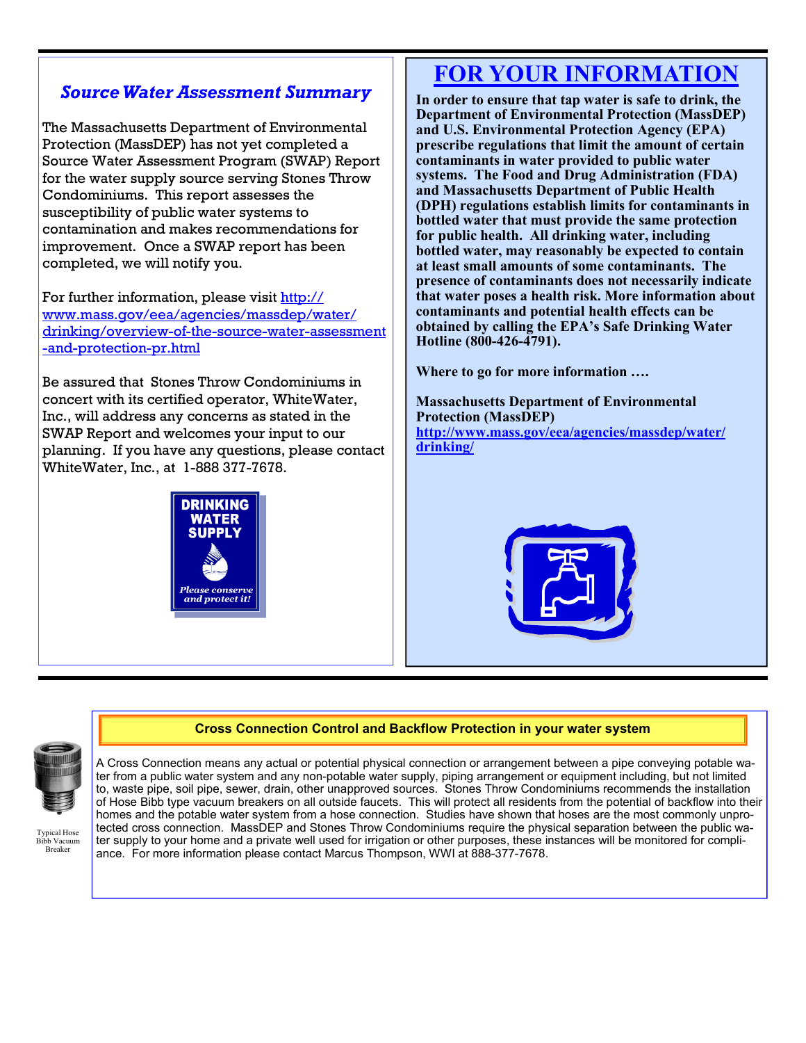## *Source Water Assessment Summary*

The Massachusetts Department of Environmental Protection (MassDEP) has not yet completed a Source Water Assessment Program (SWAP) Report for the water supply source serving Stones Throw Condominiums. This report assesses the susceptibility of public water systems to contamination and makes recommendations for improvement. Once a SWAP report has been completed, we will notify you.

For further information, please visit http://www.mass.gov/eea/agencies/massdep/water/drinking/overview-of-the-source-water-assessment-and-protection-pr.html

Be assured that Stones Throw Condominiums in concert with its certified operator, WhiteWater, Inc., will address any concerns as stated in the SWAP Report and welcomes your input to our planning. If you have any questions, please contact WhiteWater, Inc., at 1-888 377-7678.

DRINKING WATER SUPPLY

*Please conserve and protect it!*

## FOR YOUR INFORMATION

**In order to ensure that tap water is safe to drink, the Department of Environmental Protection (MassDEP) and U.S. Environmental Protection Agency (EPA) prescribe regulations that limit the amount of certain contaminants in water provided to public water systems. The Food and Drug Administration (FDA) and Massachusetts Department of Public Health (DPH) regulations establish limits for contaminants in bottled water that must provide the same protection for public health. All drinking water, including bottled water, may reasonably be expected to contain at least small amounts of some contaminants. The presence of contaminants does not necessarily indicate that water poses a health risk. More information about contaminants and potential health effects can be obtained by calling the EPA's Safe Drinking Water Hotline (800-426-4791).**

**Where to go for more information ….**

**Massachusetts Department of Environmental Protection (MassDEP)**
**http://www.mass.gov/eea/agencies/massdep/water/drinking/**

### Cross Connection Control and Backflow Protection in your water system

Typical Hose Bibb Vacuum Breaker

A Cross Connection means any actual or potential physical connection or arrangement between a pipe conveying potable water from a public water system and any non-potable water supply, piping arrangement or equipment including, but not limited to, waste pipe, soil pipe, sewer, drain, other unapproved sources. Stones Throw Condominiums recommends the installation of Hose Bibb type vacuum breakers on all outside faucets. This will protect all residents from the potential of backflow into their homes and the potable water system from a hose connection. Studies have shown that hoses are the most commonly unprotected cross connection. MassDEP and Stones Throw Condominiums require the physical separation between the public water supply to your home and a private well used for irrigation or other purposes, these instances will be monitored for compliance. For more information please contact Marcus Thompson, WWI at 888-377-7678.